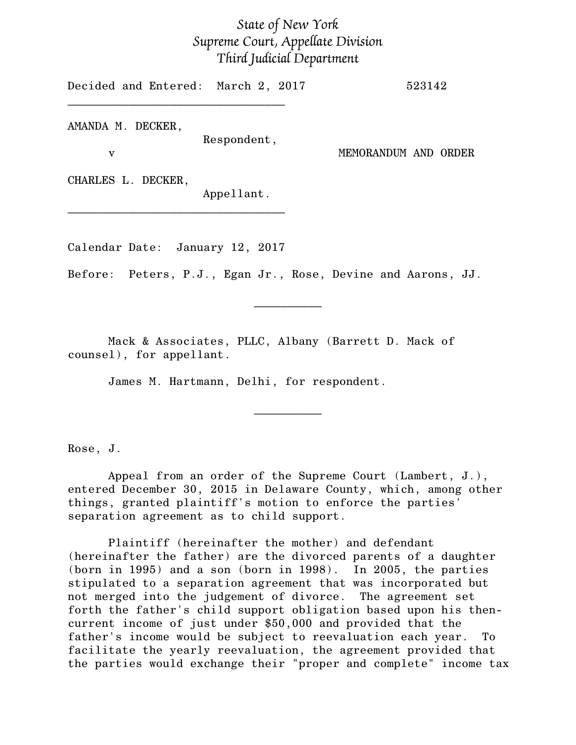*State of New York*
*Supreme Court, Appellate Division*
*Third Judicial Department*

Decided and Entered: March 2, 2017 523142

________________________________

AMANDA M. DECKER,
Respondent,

v MEMORANDUM AND ORDER

CHARLES L. DECKER,
Appellant.

________________________________

Calendar Date: January 12, 2017

Before: Peters, P.J., Egan Jr., Rose, Devine and Aarons, JJ.

__________

Mack & Associates, PLLC, Albany (Barrett D. Mack of counsel), for appellant.

James M. Hartmann, Delhi, for respondent.

__________

Rose, J.

Appeal from an order of the Supreme Court (Lambert, J.), entered December 30, 2015 in Delaware County, which, among other things, granted plaintiff's motion to enforce the parties' separation agreement as to child support.

Plaintiff (hereinafter the mother) and defendant (hereinafter the father) are the divorced parents of a daughter (born in 1995) and a son (born in 1998). In 2005, the parties stipulated to a separation agreement that was incorporated but not merged into the judgement of divorce. The agreement set forth the father's child support obligation based upon his then-current income of just under $50,000 and provided that the father's income would be subject to reevaluation each year. To facilitate the yearly reevaluation, the agreement provided that the parties would exchange their "proper and complete" income tax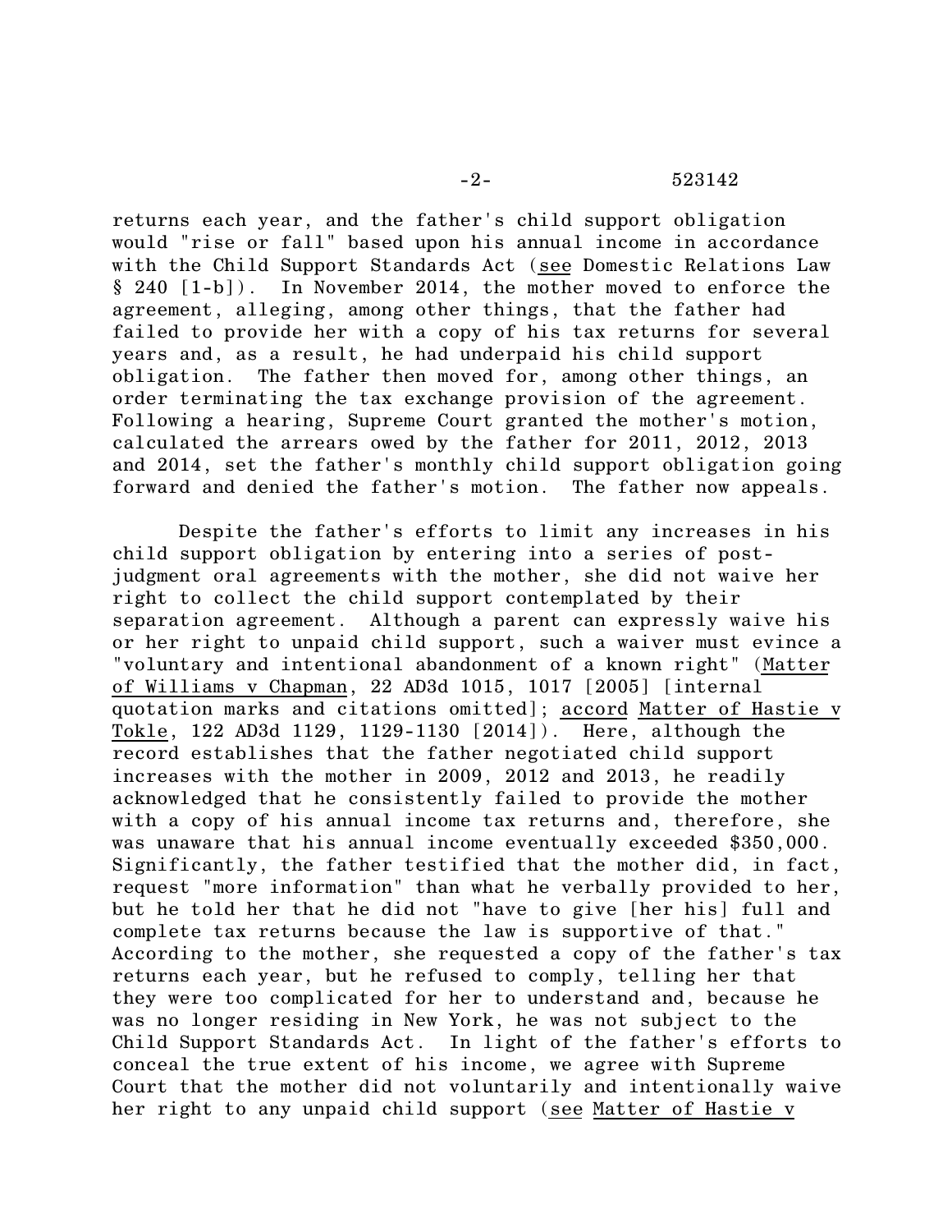returns each year, and the father's child support obligation would "rise or fall" based upon his annual income in accordance with the Child Support Standards Act (see Domestic Relations Law § 240 [1-b]). In November 2014, the mother moved to enforce the agreement, alleging, among other things, that the father had failed to provide her with a copy of his tax returns for several years and, as a result, he had underpaid his child support obligation. The father then moved for, among other things, an order terminating the tax exchange provision of the agreement. Following a hearing, Supreme Court granted the mother's motion, calculated the arrears owed by the father for 2011, 2012, 2013 and 2014, set the father's monthly child support obligation going forward and denied the father's motion. The father now appeals.

Despite the father's efforts to limit any increases in his child support obligation by entering into a series of post-judgment oral agreements with the mother, she did not waive her right to collect the child support contemplated by their separation agreement. Although a parent can expressly waive his or her right to unpaid child support, such a waiver must evince a "voluntary and intentional abandonment of a known right" (Matter of Williams v Chapman, 22 AD3d 1015, 1017 [2005] [internal quotation marks and citations omitted]; accord Matter of Hastie v Tokle, 122 AD3d 1129, 1129-1130 [2014]). Here, although the record establishes that the father negotiated child support increases with the mother in 2009, 2012 and 2013, he readily acknowledged that he consistently failed to provide the mother with a copy of his annual income tax returns and, therefore, she was unaware that his annual income eventually exceeded $350,000. Significantly, the father testified that the mother did, in fact, request "more information" than what he verbally provided to her, but he told her that he did not "have to give [her his] full and complete tax returns because the law is supportive of that." According to the mother, she requested a copy of the father's tax returns each year, but he refused to comply, telling her that they were too complicated for her to understand and, because he was no longer residing in New York, he was not subject to the Child Support Standards Act. In light of the father's efforts to conceal the true extent of his income, we agree with Supreme Court that the mother did not voluntarily and intentionally waive her right to any unpaid child support (see Matter of Hastie v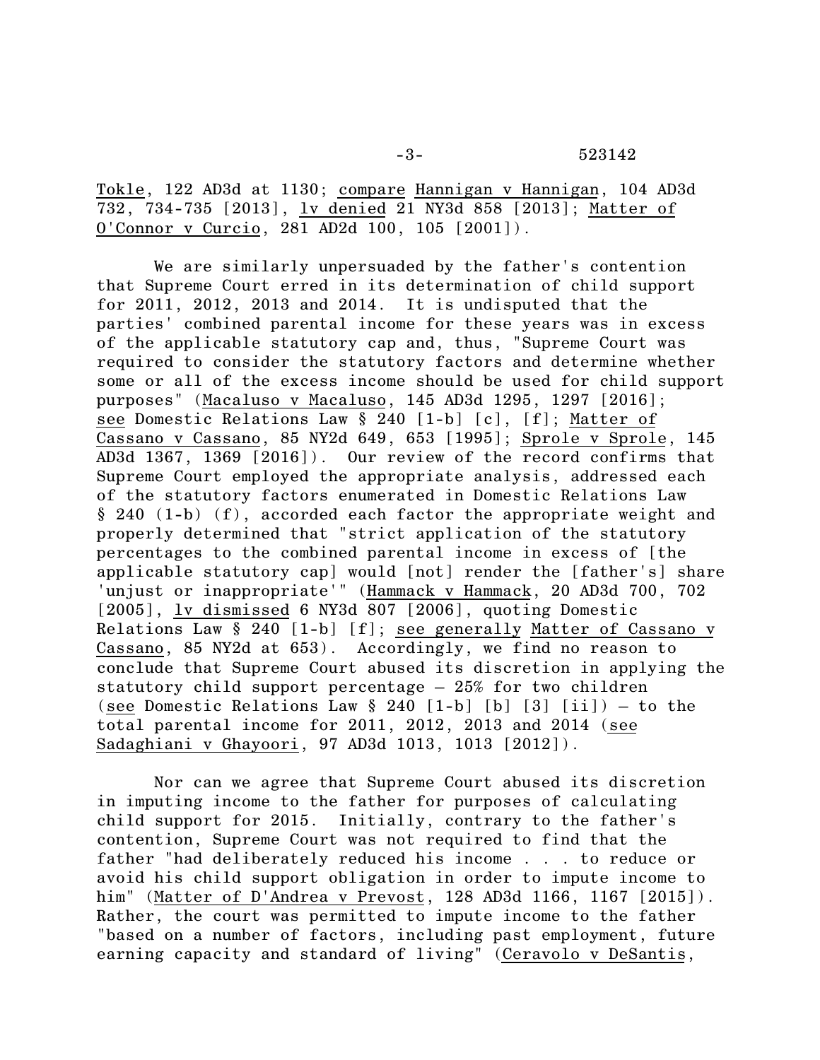Tokle, 122 AD3d at 1130; compare Hannigan v Hannigan, 104 AD3d 732, 734-735 [2013], lv denied 21 NY3d 858 [2013]; Matter of O'Connor v Curcio, 281 AD2d 100, 105 [2001]).

We are similarly unpersuaded by the father's contention that Supreme Court erred in its determination of child support for 2011, 2012, 2013 and 2014. It is undisputed that the parties' combined parental income for these years was in excess of the applicable statutory cap and, thus, "Supreme Court was required to consider the statutory factors and determine whether some or all of the excess income should be used for child support purposes" (Macaluso v Macaluso, 145 AD3d 1295, 1297 [2016]; see Domestic Relations Law § 240 [1-b] [c], [f]; Matter of Cassano v Cassano, 85 NY2d 649, 653 [1995]; Sprole v Sprole, 145 AD3d 1367, 1369 [2016]). Our review of the record confirms that Supreme Court employed the appropriate analysis, addressed each of the statutory factors enumerated in Domestic Relations Law § 240 (1-b) (f), accorded each factor the appropriate weight and properly determined that "strict application of the statutory percentages to the combined parental income in excess of [the applicable statutory cap] would [not] render the [father's] share 'unjust or inappropriate'" (Hammack v Hammack, 20 AD3d 700, 702 [2005], lv dismissed 6 NY3d 807 [2006], quoting Domestic Relations Law § 240 [1-b] [f]; see generally Matter of Cassano v Cassano, 85 NY2d at 653). Accordingly, we find no reason to conclude that Supreme Court abused its discretion in applying the statutory child support percentage – 25% for two children (see Domestic Relations Law § 240 [1-b] [b] [3] [ii]) – to the total parental income for 2011, 2012, 2013 and 2014 (see Sadaghiani v Ghayoori, 97 AD3d 1013, 1013 [2012]).

Nor can we agree that Supreme Court abused its discretion in imputing income to the father for purposes of calculating child support for 2015. Initially, contrary to the father's contention, Supreme Court was not required to find that the father "had deliberately reduced his income . . . to reduce or avoid his child support obligation in order to impute income to him" (Matter of D'Andrea v Prevost, 128 AD3d 1166, 1167 [2015]). Rather, the court was permitted to impute income to the father "based on a number of factors, including past employment, future earning capacity and standard of living" (Ceravolo v DeSantis,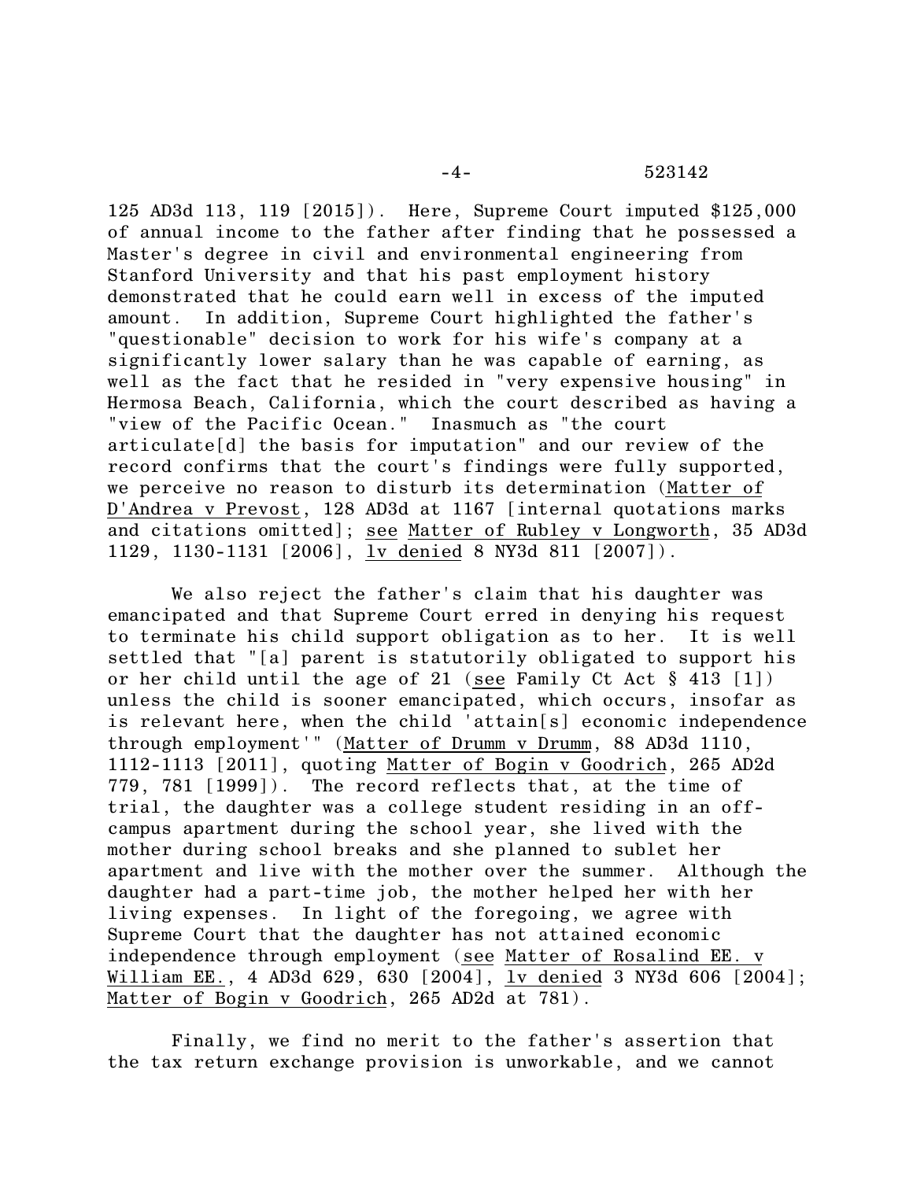125 AD3d 113, 119 [2015]). Here, Supreme Court imputed $125,000 of annual income to the father after finding that he possessed a Master's degree in civil and environmental engineering from Stanford University and that his past employment history demonstrated that he could earn well in excess of the imputed amount. In addition, Supreme Court highlighted the father's "questionable" decision to work for his wife's company at a significantly lower salary than he was capable of earning, as well as the fact that he resided in "very expensive housing" in Hermosa Beach, California, which the court described as having a "view of the Pacific Ocean." Inasmuch as "the court articulate[d] the basis for imputation" and our review of the record confirms that the court's findings were fully supported, we perceive no reason to disturb its determination (Matter of D'Andrea v Prevost, 128 AD3d at 1167 [internal quotations marks and citations omitted]; see Matter of Rubley v Longworth, 35 AD3d 1129, 1130-1131 [2006], lv denied 8 NY3d 811 [2007]).

We also reject the father's claim that his daughter was emancipated and that Supreme Court erred in denying his request to terminate his child support obligation as to her. It is well settled that "[a] parent is statutorily obligated to support his or her child until the age of 21 (see Family Ct Act § 413 [1]) unless the child is sooner emancipated, which occurs, insofar as is relevant here, when the child 'attain[s] economic independence through employment'" (Matter of Drumm v Drumm, 88 AD3d 1110, 1112-1113 [2011], quoting Matter of Bogin v Goodrich, 265 AD2d 779, 781 [1999]). The record reflects that, at the time of trial, the daughter was a college student residing in an off-campus apartment during the school year, she lived with the mother during school breaks and she planned to sublet her apartment and live with the mother over the summer. Although the daughter had a part-time job, the mother helped her with her living expenses. In light of the foregoing, we agree with Supreme Court that the daughter has not attained economic independence through employment (see Matter of Rosalind EE. v William EE., 4 AD3d 629, 630 [2004], lv denied 3 NY3d 606 [2004]; Matter of Bogin v Goodrich, 265 AD2d at 781).

Finally, we find no merit to the father's assertion that the tax return exchange provision is unworkable, and we cannot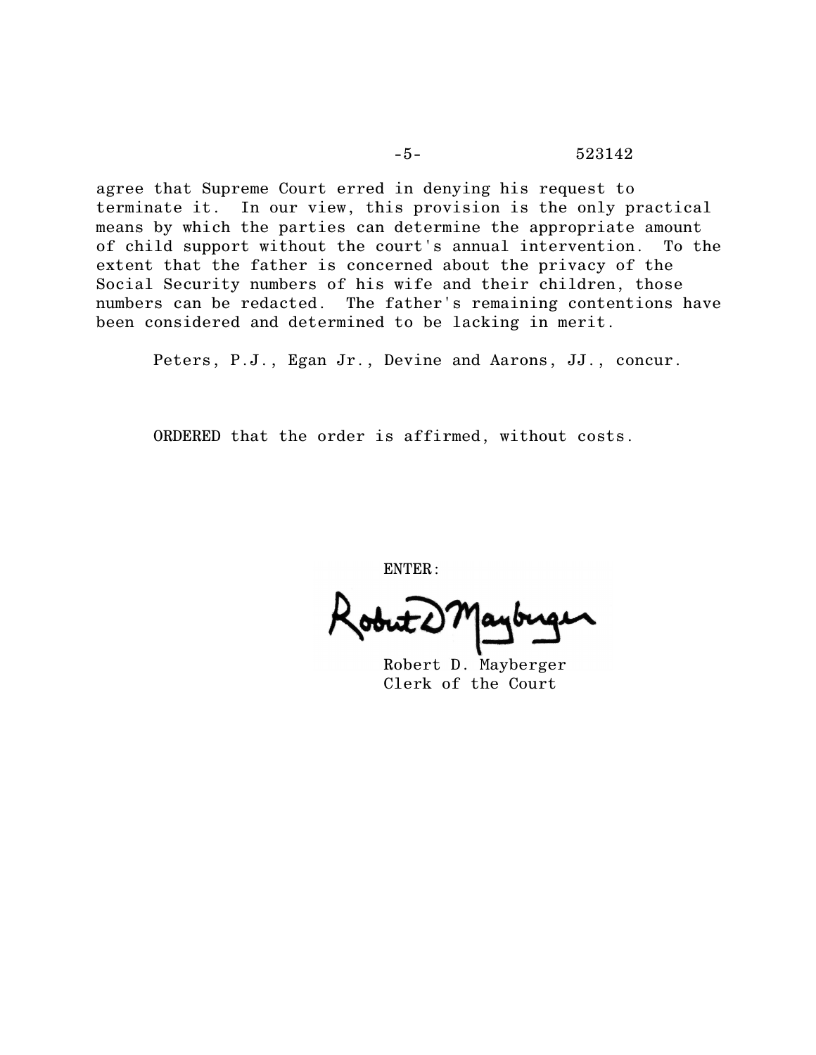agree that Supreme Court erred in denying his request to terminate it. In our view, this provision is the only practical means by which the parties can determine the appropriate amount of child support without the court's annual intervention. To the extent that the father is concerned about the privacy of the Social Security numbers of his wife and their children, those numbers can be redacted. The father's remaining contentions have been considered and determined to be lacking in merit.

Peters, P.J., Egan Jr., Devine and Aarons, JJ., concur.

ORDERED that the order is affirmed, without costs.

ENTER:

Robert D. Mayberger
Clerk of the Court